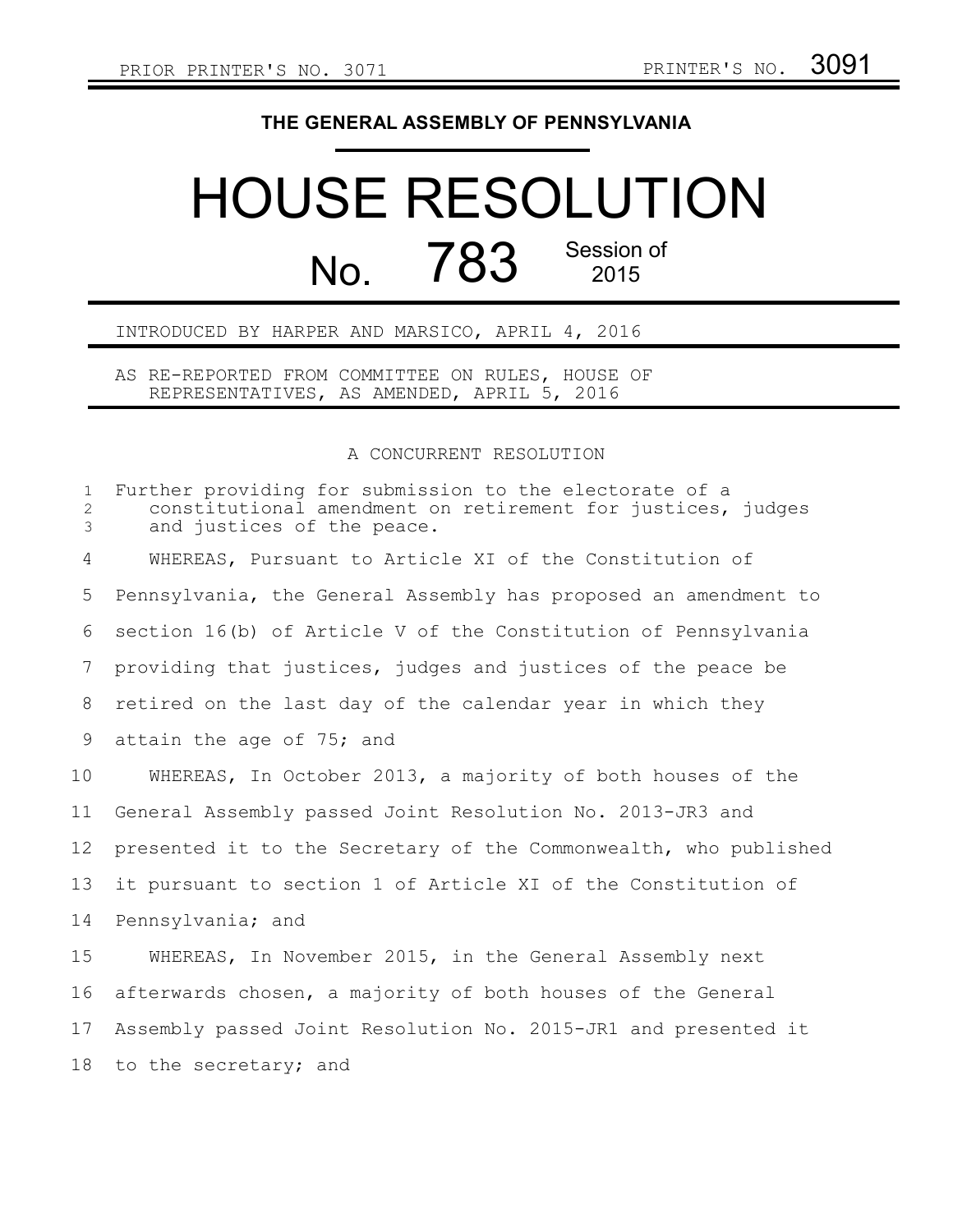PRIOR PRINTER'S NO. 3071 PRINTER'S NO. 3091

**THE GENERAL ASSEMBLY OF PENNSYLVANIA**

# HOUSE RESOLUTION

## No. 783 Session of 2015

INTRODUCED BY HARPER AND MARSICO, APRIL 4, 2016

AS RE-REPORTED FROM COMMITTEE ON RULES, HOUSE OF REPRESENTATIVES, AS AMENDED, APRIL 5, 2016

A CONCURRENT RESOLUTION

Further providing for submission to the electorate of a constitutional amendment on retirement for justices, judges and justices of the peace.

WHEREAS, Pursuant to Article XI of the Constitution of Pennsylvania, the General Assembly has proposed an amendment to section 16(b) of Article V of the Constitution of Pennsylvania providing that justices, judges and justices of the peace be retired on the last day of the calendar year in which they attain the age of 75; and

WHEREAS, In October 2013, a majority of both houses of the General Assembly passed Joint Resolution No. 2013-JR3 and presented it to the Secretary of the Commonwealth, who published it pursuant to section 1 of Article XI of the Constitution of Pennsylvania; and

WHEREAS, In November 2015, in the General Assembly next afterwards chosen, a majority of both houses of the General Assembly passed Joint Resolution No. 2015-JR1 and presented it to the secretary; and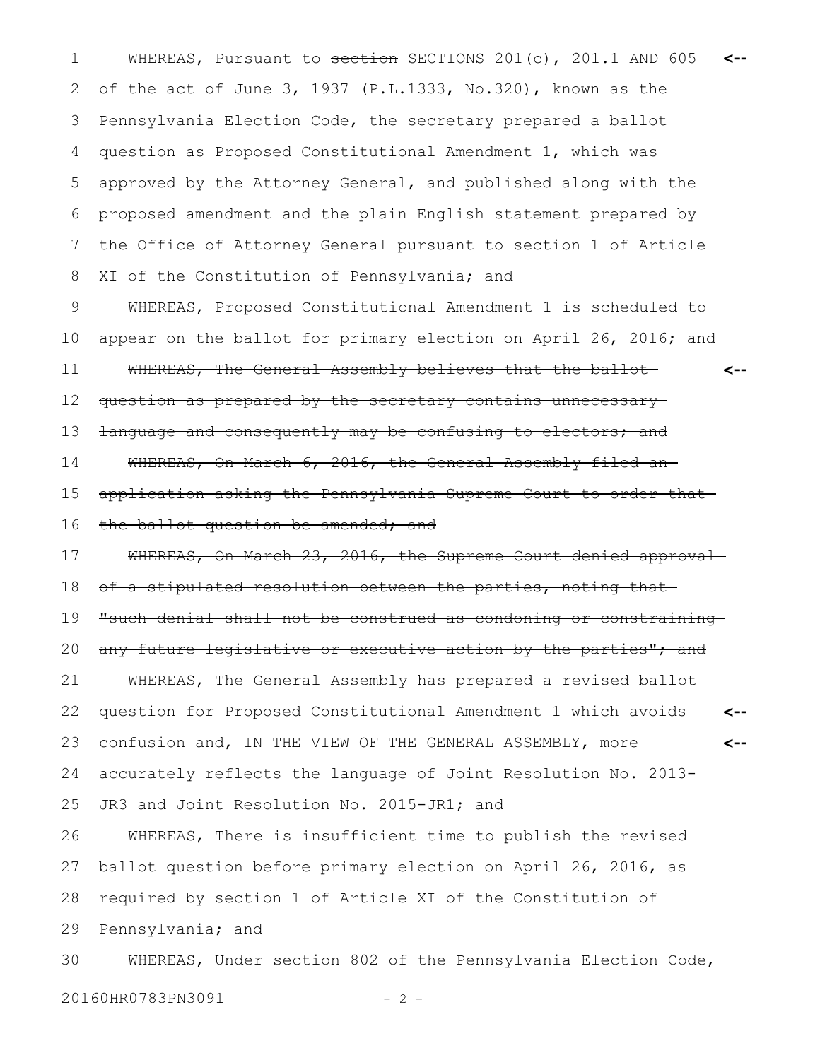WHEREAS, Pursuant to ~~section~~ SECTIONS 201(c), 201.1 AND 605 of the act of June 3, 1937 (P.L.1333, No.320), known as the Pennsylvania Election Code, the secretary prepared a ballot question as Proposed Constitutional Amendment 1, which was approved by the Attorney General, and published along with the proposed amendment and the plain English statement prepared by the Office of Attorney General pursuant to section 1 of Article XI of the Constitution of Pennsylvania; and

WHEREAS, Proposed Constitutional Amendment 1 is scheduled to appear on the ballot for primary election on April 26, 2016; and

~~WHEREAS, The General Assembly believes that the ballot question as prepared by the secretary contains unnecessary language and consequently may be confusing to electors; and~~

~~WHEREAS, On March 6, 2016, the General Assembly filed an application asking the Pennsylvania Supreme Court to order that the ballot question be amended; and~~

~~WHEREAS, On March 23, 2016, the Supreme Court denied approval of a stipulated resolution between the parties, noting that "such denial shall not be construed as condoning or constraining any future legislative or executive action by the parties"; and~~

WHEREAS, The General Assembly has prepared a revised ballot question for Proposed Constitutional Amendment 1 which ~~avoids confusion and~~, IN THE VIEW OF THE GENERAL ASSEMBLY, more accurately reflects the language of Joint Resolution No. 2013-JR3 and Joint Resolution No. 2015-JR1; and

WHEREAS, There is insufficient time to publish the revised ballot question before primary election on April 26, 2016, as required by section 1 of Article XI of the Constitution of Pennsylvania; and

WHEREAS, Under section 802 of the Pennsylvania Election Code,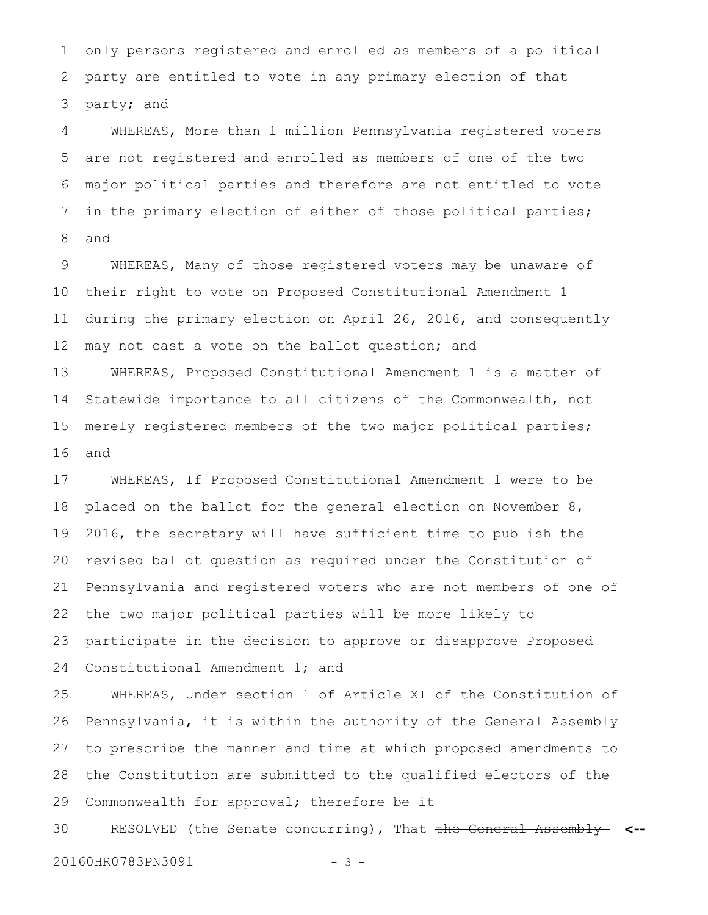only persons registered and enrolled as members of a political party are entitled to vote in any primary election of that party; and

WHEREAS, More than 1 million Pennsylvania registered voters are not registered and enrolled as members of one of the two major political parties and therefore are not entitled to vote in the primary election of either of those political parties; and

WHEREAS, Many of those registered voters may be unaware of their right to vote on Proposed Constitutional Amendment 1 during the primary election on April 26, 2016, and consequently may not cast a vote on the ballot question; and

WHEREAS, Proposed Constitutional Amendment 1 is a matter of Statewide importance to all citizens of the Commonwealth, not merely registered members of the two major political parties; and

WHEREAS, If Proposed Constitutional Amendment 1 were to be placed on the ballot for the general election on November 8, 2016, the secretary will have sufficient time to publish the revised ballot question as required under the Constitution of Pennsylvania and registered voters who are not members of one of the two major political parties will be more likely to participate in the decision to approve or disapprove Proposed Constitutional Amendment 1; and

WHEREAS, Under section 1 of Article XI of the Constitution of Pennsylvania, it is within the authority of the General Assembly to prescribe the manner and time at which proposed amendments to the Constitution are submitted to the qualified electors of the Commonwealth for approval; therefore be it

RESOLVED (the Senate concurring), That ~~the General Assembly~~ <--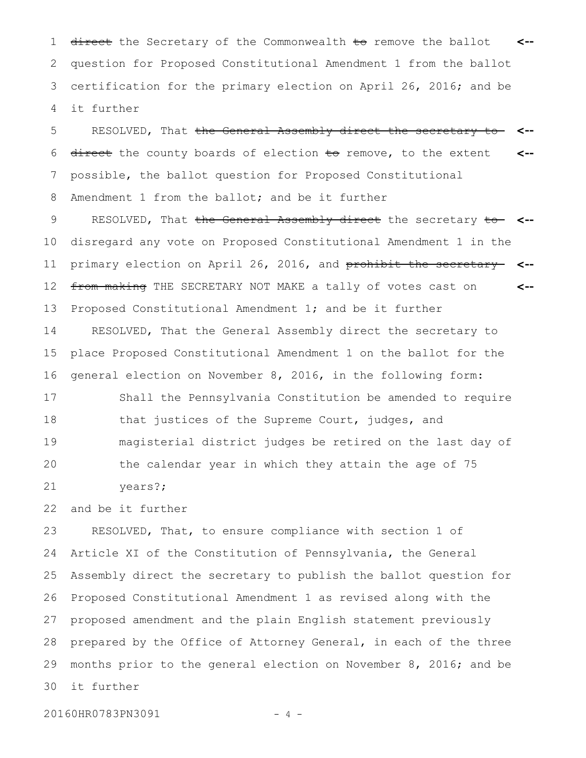direct the Secretary of the Commonwealth ~~to~~ remove the ballot question for Proposed Constitutional Amendment 1 from the ballot certification for the primary election on April 26, 2016; and be it further

RESOLVED, That ~~the General Assembly direct the secretary to direct~~ the county boards of election ~~to~~ remove, to the extent possible, the ballot question for Proposed Constitutional Amendment 1 from the ballot; and be it further

RESOLVED, That ~~the General Assembly direct~~ the secretary ~~to~~ disregard any vote on Proposed Constitutional Amendment 1 in the primary election on April 26, 2016, and ~~prohibit the secretary from making~~ THE SECRETARY NOT MAKE a tally of votes cast on Proposed Constitutional Amendment 1; and be it further

RESOLVED, That the General Assembly direct the secretary to place Proposed Constitutional Amendment 1 on the ballot for the general election on November 8, 2016, in the following form:

> Shall the Pennsylvania Constitution be amended to require that justices of the Supreme Court, judges, and magisterial district judges be retired on the last day of the calendar year in which they attain the age of 75 years?;

and be it further

RESOLVED, That, to ensure compliance with section 1 of Article XI of the Constitution of Pennsylvania, the General Assembly direct the secretary to publish the ballot question for Proposed Constitutional Amendment 1 as revised along with the proposed amendment and the plain English statement previously prepared by the Office of Attorney General, in each of the three months prior to the general election on November 8, 2016; and be it further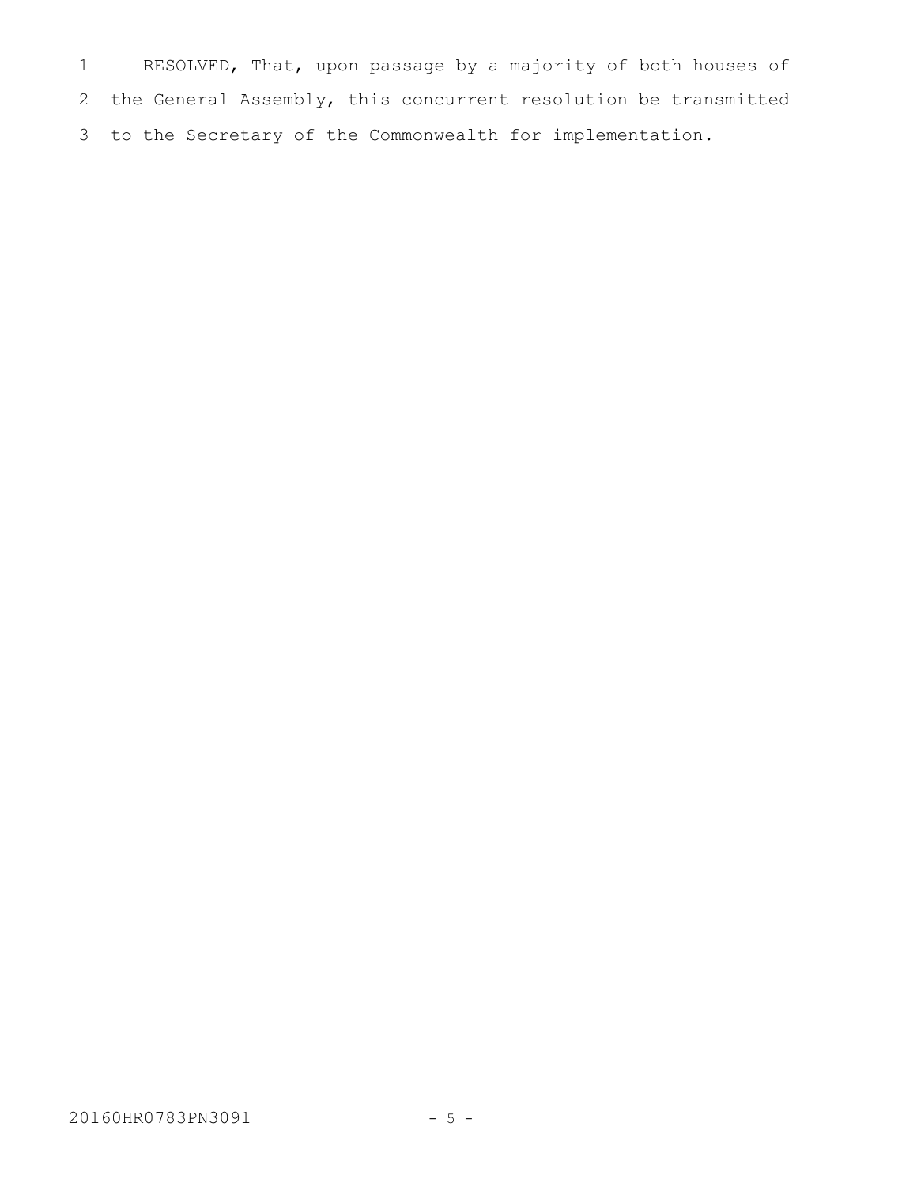RESOLVED, That, upon passage by a majority of both houses of the General Assembly, this concurrent resolution be transmitted to the Secretary of the Commonwealth for implementation.